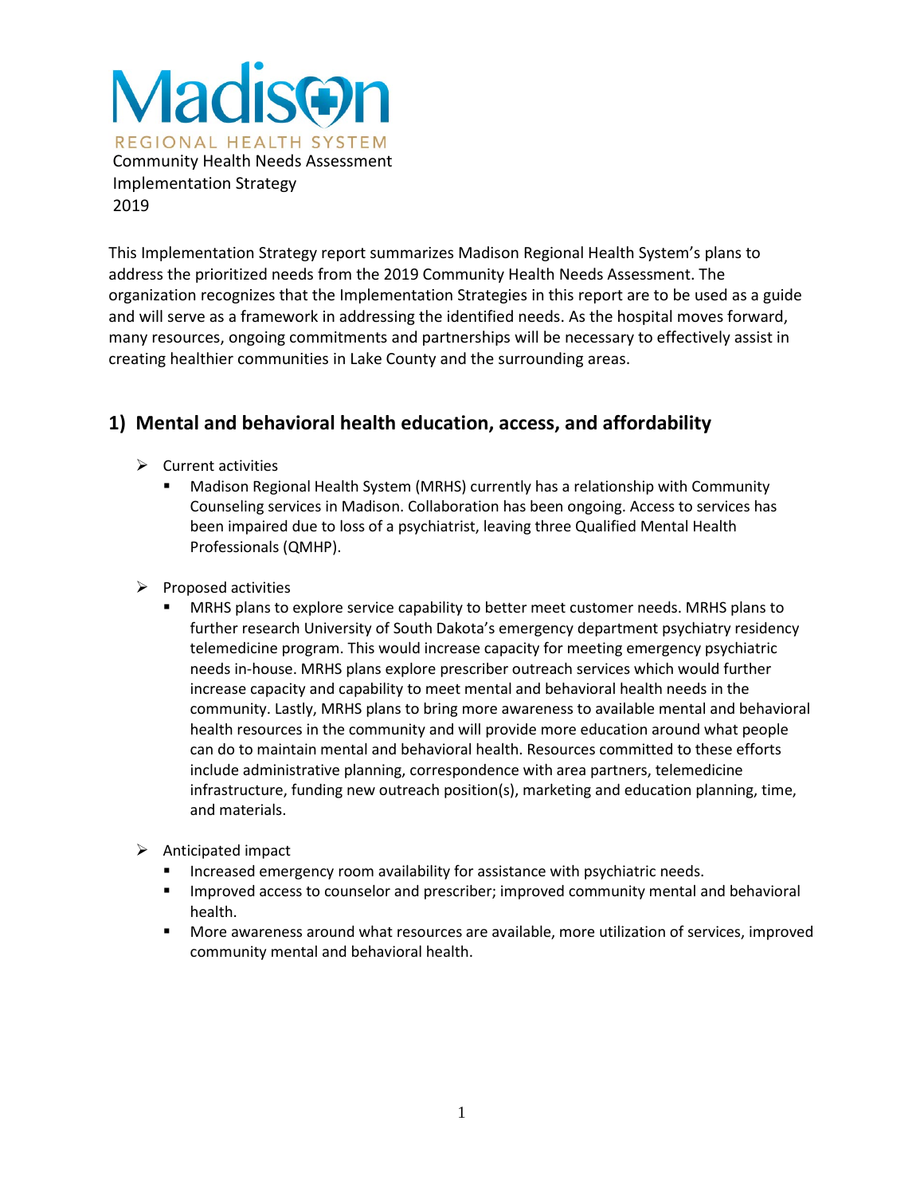# Madison

REGIONAL HEALTH SYSTEM

Community Health Needs Assessment
Implementation Strategy
2019

This Implementation Strategy report summarizes Madison Regional Health System's plans to address the prioritized needs from the 2019 Community Health Needs Assessment. The organization recognizes that the Implementation Strategies in this report are to be used as a guide and will serve as a framework in addressing the identified needs. As the hospital moves forward, many resources, ongoing commitments and partnerships will be necessary to effectively assist in creating healthier communities in Lake County and the surrounding areas.

## 1) Mental and behavioral health education, access, and affordability

- Current activities
  - Madison Regional Health System (MRHS) currently has a relationship with Community Counseling services in Madison. Collaboration has been ongoing. Access to services has been impaired due to loss of a psychiatrist, leaving three Qualified Mental Health Professionals (QMHP).
- Proposed activities
  - MRHS plans to explore service capability to better meet customer needs. MRHS plans to further research University of South Dakota's emergency department psychiatry residency telemedicine program. This would increase capacity for meeting emergency psychiatric needs in-house. MRHS plans explore prescriber outreach services which would further increase capacity and capability to meet mental and behavioral health needs in the community. Lastly, MRHS plans to bring more awareness to available mental and behavioral health resources in the community and will provide more education around what people can do to maintain mental and behavioral health. Resources committed to these efforts include administrative planning, correspondence with area partners, telemedicine infrastructure, funding new outreach position(s), marketing and education planning, time, and materials.
- Anticipated impact
  - Increased emergency room availability for assistance with psychiatric needs.
  - Improved access to counselor and prescriber; improved community mental and behavioral health.
  - More awareness around what resources are available, more utilization of services, improved community mental and behavioral health.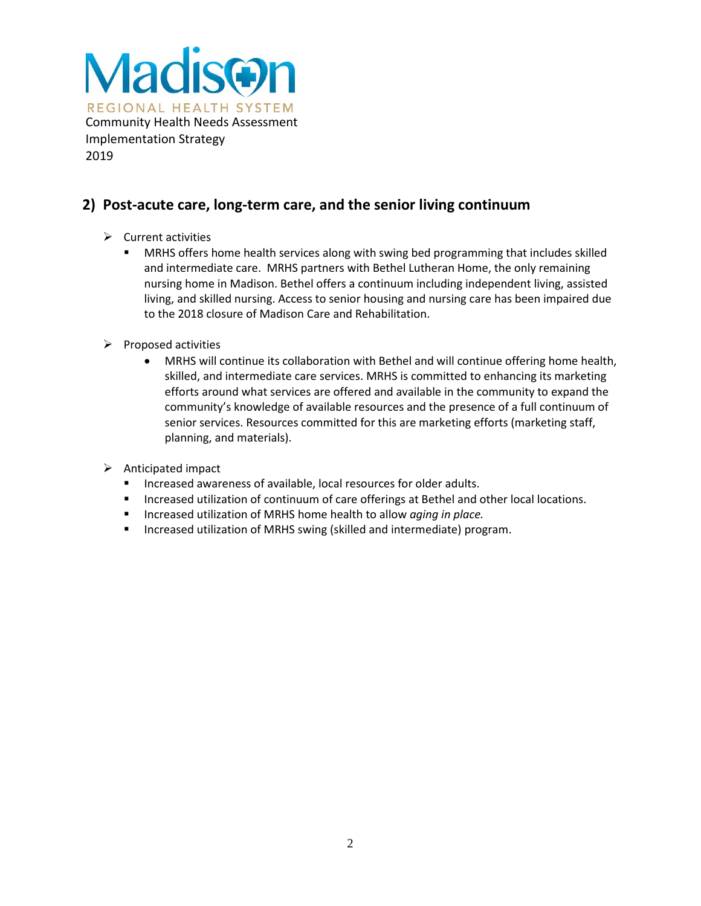## 2) Post-acute care, long-term care, and the senior living continuum

- Current activities
  - MRHS offers home health services along with swing bed programming that includes skilled and intermediate care. MRHS partners with Bethel Lutheran Home, the only remaining nursing home in Madison. Bethel offers a continuum including independent living, assisted living, and skilled nursing. Access to senior housing and nursing care has been impaired due to the 2018 closure of Madison Care and Rehabilitation.
- Proposed activities
  - MRHS will continue its collaboration with Bethel and will continue offering home health, skilled, and intermediate care services. MRHS is committed to enhancing its marketing efforts around what services are offered and available in the community to expand the community's knowledge of available resources and the presence of a full continuum of senior services. Resources committed for this are marketing efforts (marketing staff, planning, and materials).
- Anticipated impact
  - Increased awareness of available, local resources for older adults.
  - Increased utilization of continuum of care offerings at Bethel and other local locations.
  - Increased utilization of MRHS home health to allow *aging in place.*
  - Increased utilization of MRHS swing (skilled and intermediate) program.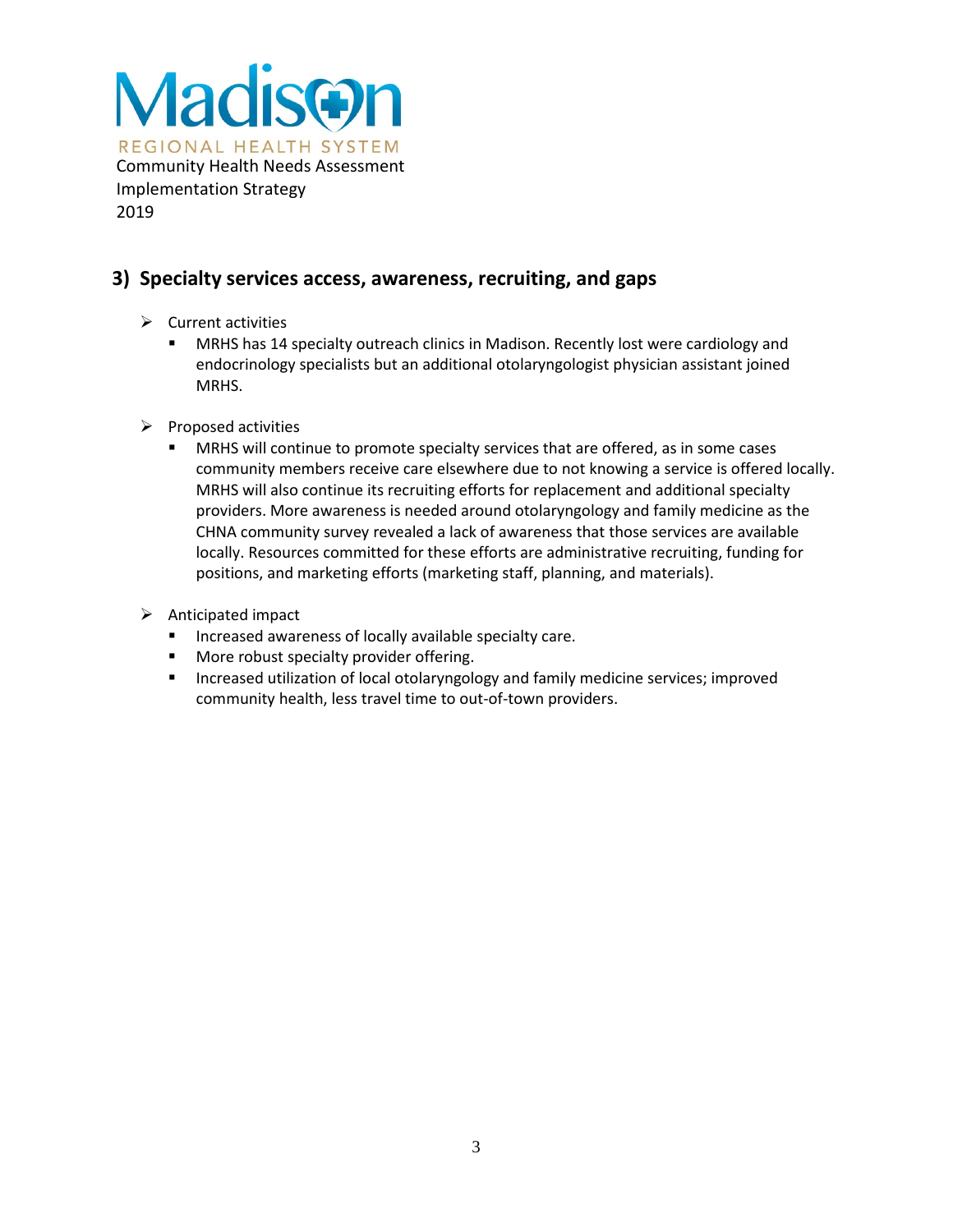Community Health Needs Assessment
Implementation Strategy
2019

## 3) Specialty services access, awareness, recruiting, and gaps

- Current activities
  - MRHS has 14 specialty outreach clinics in Madison. Recently lost were cardiology and endocrinology specialists but an additional otolaryngologist physician assistant joined MRHS.

- Proposed activities
  - MRHS will continue to promote specialty services that are offered, as in some cases community members receive care elsewhere due to not knowing a service is offered locally. MRHS will also continue its recruiting efforts for replacement and additional specialty providers. More awareness is needed around otolaryngology and family medicine as the CHNA community survey revealed a lack of awareness that those services are available locally. Resources committed for these efforts are administrative recruiting, funding for positions, and marketing efforts (marketing staff, planning, and materials).

- Anticipated impact
  - Increased awareness of locally available specialty care.
  - More robust specialty provider offering.
  - Increased utilization of local otolaryngology and family medicine services; improved community health, less travel time to out-of-town providers.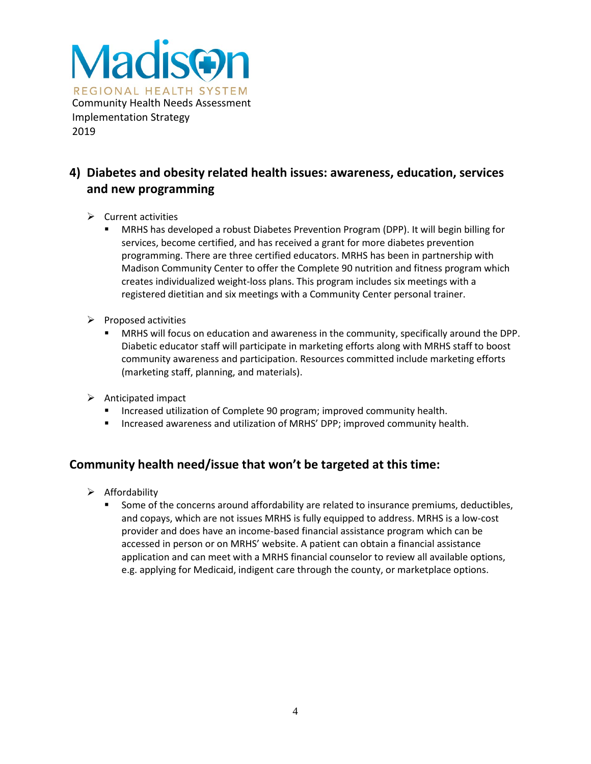Madison

REGIONAL HEALTH SYSTEM

Community Health Needs Assessment
Implementation Strategy
2019

## 4) Diabetes and obesity related health issues: awareness, education, services and new programming

- Current activities
  - MRHS has developed a robust Diabetes Prevention Program (DPP). It will begin billing for services, become certified, and has received a grant for more diabetes prevention programming. There are three certified educators. MRHS has been in partnership with Madison Community Center to offer the Complete 90 nutrition and fitness program which creates individualized weight-loss plans. This program includes six meetings with a registered dietitian and six meetings with a Community Center personal trainer.
- Proposed activities
  - MRHS will focus on education and awareness in the community, specifically around the DPP. Diabetic educator staff will participate in marketing efforts along with MRHS staff to boost community awareness and participation. Resources committed include marketing efforts (marketing staff, planning, and materials).
- Anticipated impact
  - Increased utilization of Complete 90 program; improved community health.
  - Increased awareness and utilization of MRHS' DPP; improved community health.

## Community health need/issue that won't be targeted at this time:

- Affordability
  - Some of the concerns around affordability are related to insurance premiums, deductibles, and copays, which are not issues MRHS is fully equipped to address. MRHS is a low-cost provider and does have an income-based financial assistance program which can be accessed in person or on MRHS' website. A patient can obtain a financial assistance application and can meet with a MRHS financial counselor to review all available options, e.g. applying for Medicaid, indigent care through the county, or marketplace options.